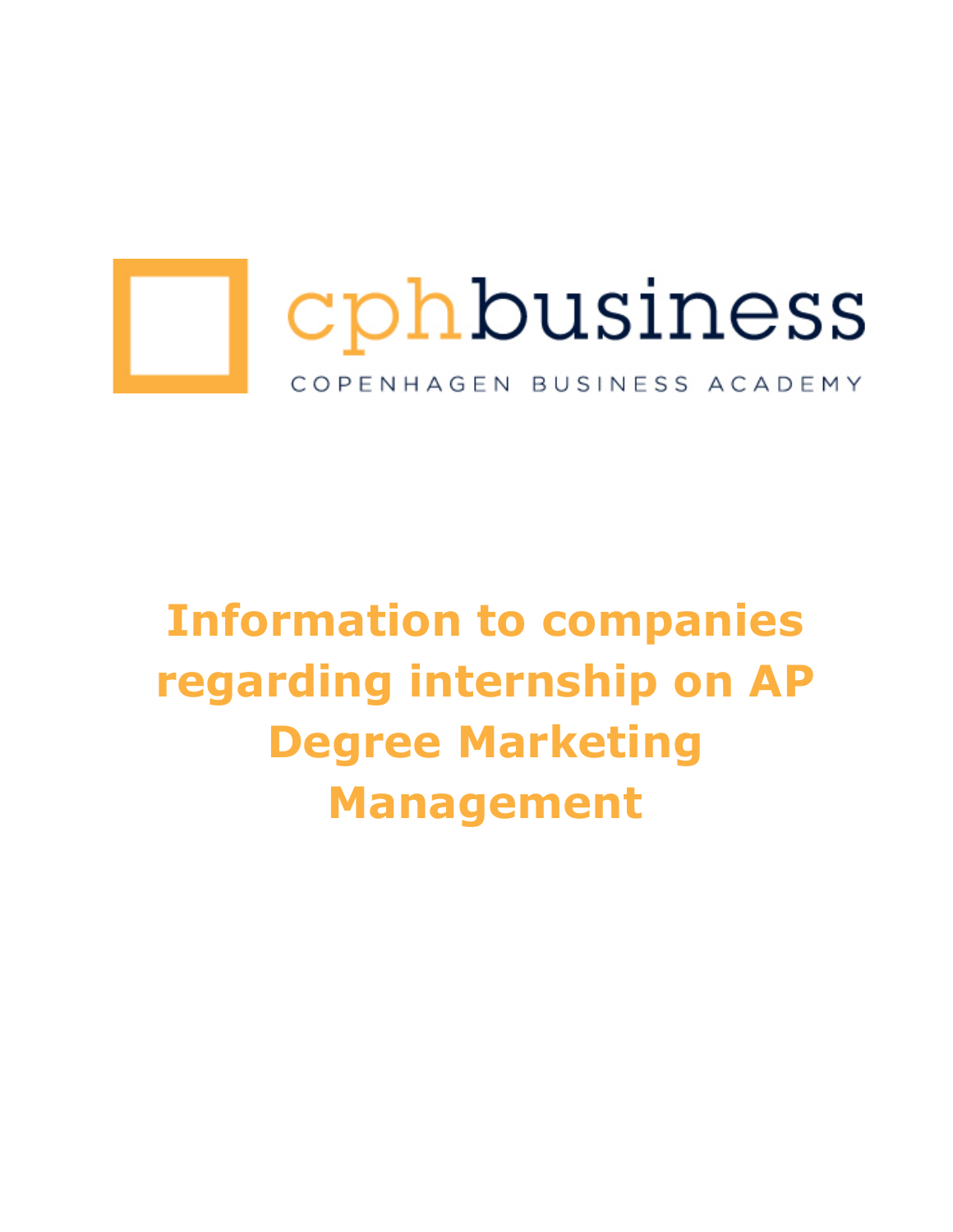cphbusiness

COPENHAGEN BUSINESS ACADEMY

# Information to companies regarding internship on AP Degree Marketing Management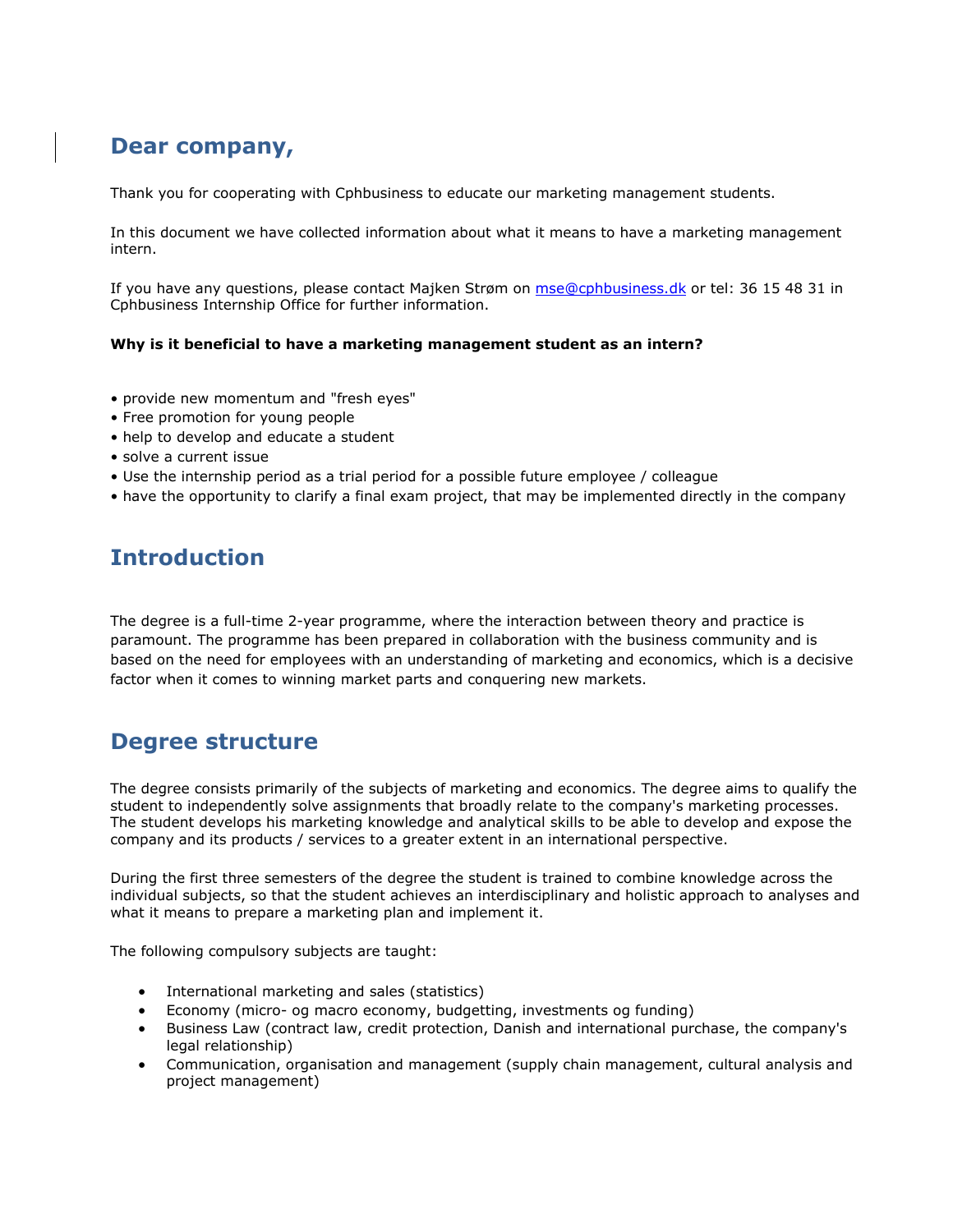## Dear company,

Thank you for cooperating with Cphbusiness to educate our marketing management students.

In this document we have collected information about what it means to have a marketing management intern.

If you have any questions, please contact Majken Strøm on mse@cphbusiness.dk or tel: 36 15 48 31 in Cphbusiness Internship Office for further information.

**Why is it beneficial to have a marketing management student as an intern?**

- provide new momentum and "fresh eyes"
- Free promotion for young people
- help to develop and educate a student
- solve a current issue
- Use the internship period as a trial period for a possible future employee / colleague
- have the opportunity to clarify a final exam project, that may be implemented directly in the company

## Introduction

The degree is a full-time 2-year programme, where the interaction between theory and practice is paramount. The programme has been prepared in collaboration with the business community and is based on the need for employees with an understanding of marketing and economics, which is a decisive factor when it comes to winning market parts and conquering new markets.

## Degree structure

The degree consists primarily of the subjects of marketing and economics. The degree aims to qualify the student to independently solve assignments that broadly relate to the company's marketing processes. The student develops his marketing knowledge and analytical skills to be able to develop and expose the company and its products / services to a greater extent in an international perspective.

During the first three semesters of the degree the student is trained to combine knowledge across the individual subjects, so that the student achieves an interdisciplinary and holistic approach to analyses and what it means to prepare a marketing plan and implement it.

The following compulsory subjects are taught:

- International marketing and sales (statistics)
- Economy (micro- og macro economy, budgetting, investments og funding)
- Business Law (contract law, credit protection, Danish and international purchase, the company's legal relationship)
- Communication, organisation and management (supply chain management, cultural analysis and project management)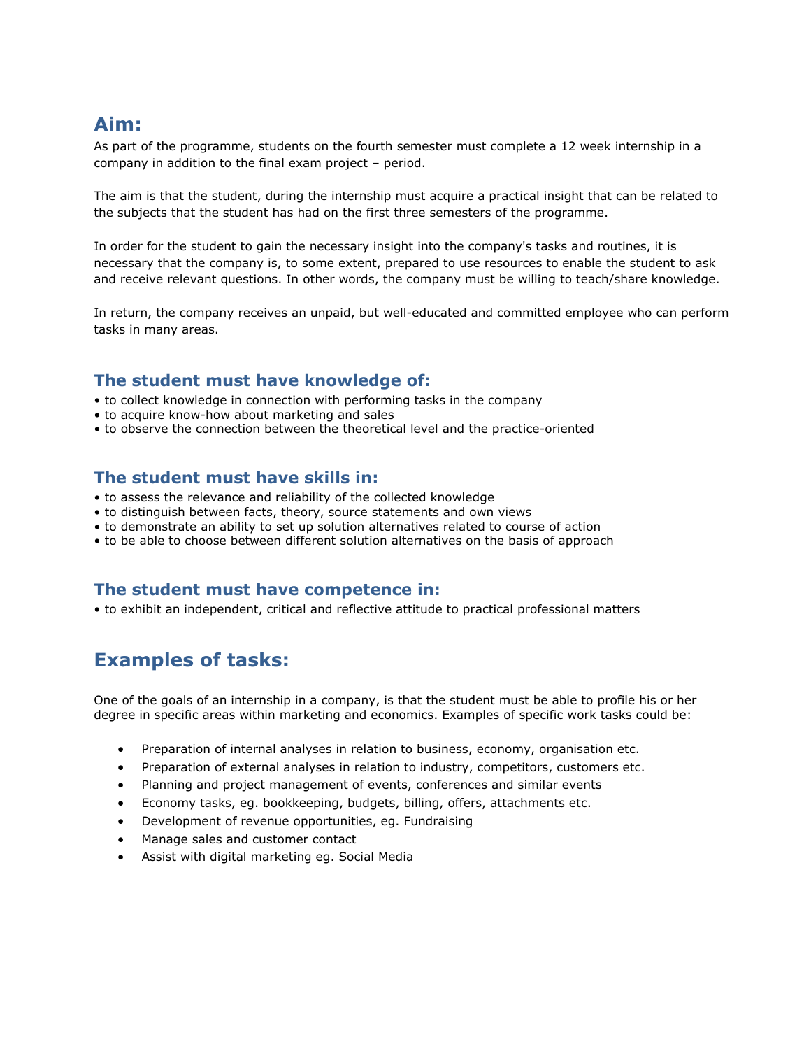## Aim:

As part of the programme, students on the fourth semester must complete a 12 week internship in a company in addition to the final exam project – period.

The aim is that the student, during the internship must acquire a practical insight that can be related to the subjects that the student has had on the first three semesters of the programme.

In order for the student to gain the necessary insight into the company's tasks and routines, it is necessary that the company is, to some extent, prepared to use resources to enable the student to ask and receive relevant questions. In other words, the company must be willing to teach/share knowledge.

In return, the company receives an unpaid, but well-educated and committed employee who can perform tasks in many areas.

### The student must have knowledge of:

- to collect knowledge in connection with performing tasks in the company
- to acquire know-how about marketing and sales
- to observe the connection between the theoretical level and the practice-oriented

### The student must have skills in:

- to assess the relevance and reliability of the collected knowledge
- to distinguish between facts, theory, source statements and own views
- to demonstrate an ability to set up solution alternatives related to course of action
- to be able to choose between different solution alternatives on the basis of approach

### The student must have competence in:

- to exhibit an independent, critical and reflective attitude to practical professional matters

## Examples of tasks:

One of the goals of an internship in a company, is that the student must be able to profile his or her degree in specific areas within marketing and economics. Examples of specific work tasks could be:

- Preparation of internal analyses in relation to business, economy, organisation etc.
- Preparation of external analyses in relation to industry, competitors, customers etc.
- Planning and project management of events, conferences and similar events
- Economy tasks, eg. bookkeeping, budgets, billing, offers, attachments etc.
- Development of revenue opportunities, eg. Fundraising
- Manage sales and customer contact
- Assist with digital marketing eg. Social Media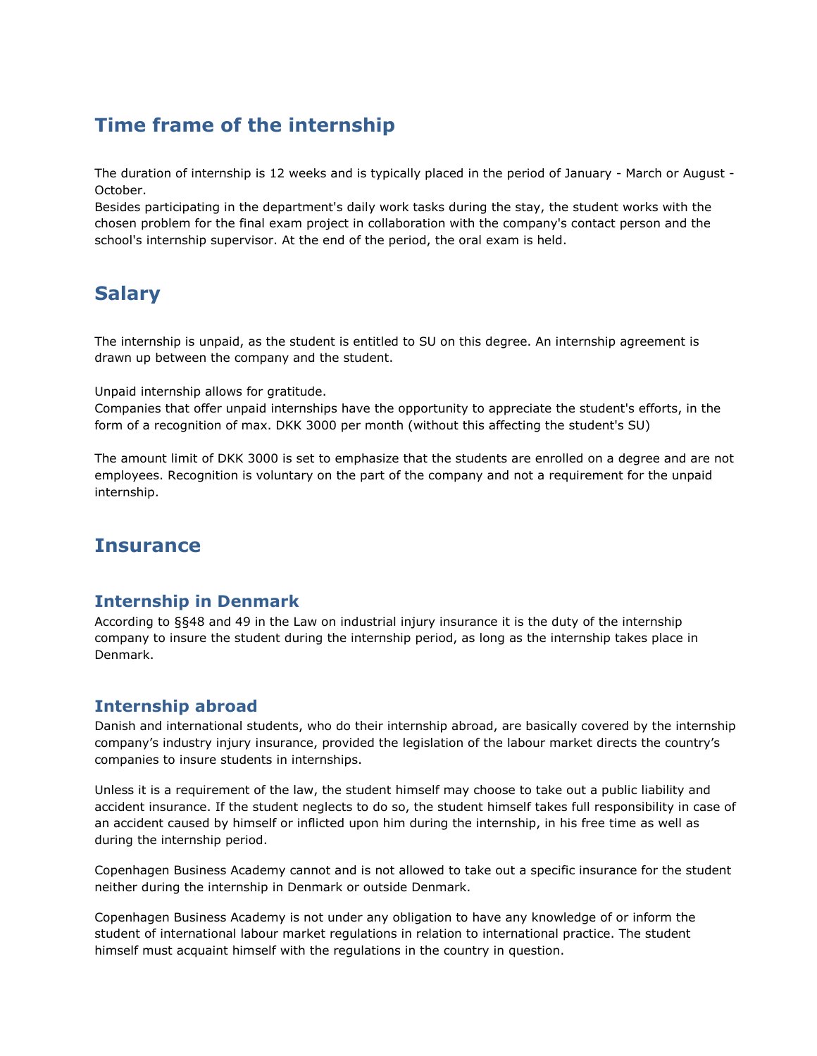## Time frame of the internship

The duration of internship is 12 weeks and is typically placed in the period of January - March or August - October.
Besides participating in the department's daily work tasks during the stay, the student works with the chosen problem for the final exam project in collaboration with the company's contact person and the school's internship supervisor. At the end of the period, the oral exam is held.

## Salary

The internship is unpaid, as the student is entitled to SU on this degree. An internship agreement is drawn up between the company and the student.

Unpaid internship allows for gratitude.
Companies that offer unpaid internships have the opportunity to appreciate the student's efforts, in the form of a recognition of max. DKK 3000 per month (without this affecting the student's SU)

The amount limit of DKK 3000 is set to emphasize that the students are enrolled on a degree and are not employees. Recognition is voluntary on the part of the company and not a requirement for the unpaid internship.

## Insurance

### Internship in Denmark

According to §§48 and 49 in the Law on industrial injury insurance it is the duty of the internship company to insure the student during the internship period, as long as the internship takes place in Denmark.

### Internship abroad

Danish and international students, who do their internship abroad, are basically covered by the internship company's industry injury insurance, provided the legislation of the labour market directs the country's companies to insure students in internships.

Unless it is a requirement of the law, the student himself may choose to take out a public liability and accident insurance. If the student neglects to do so, the student himself takes full responsibility in case of an accident caused by himself or inflicted upon him during the internship, in his free time as well as during the internship period.

Copenhagen Business Academy cannot and is not allowed to take out a specific insurance for the student neither during the internship in Denmark or outside Denmark.

Copenhagen Business Academy is not under any obligation to have any knowledge of or inform the student of international labour market regulations in relation to international practice. The student himself must acquaint himself with the regulations in the country in question.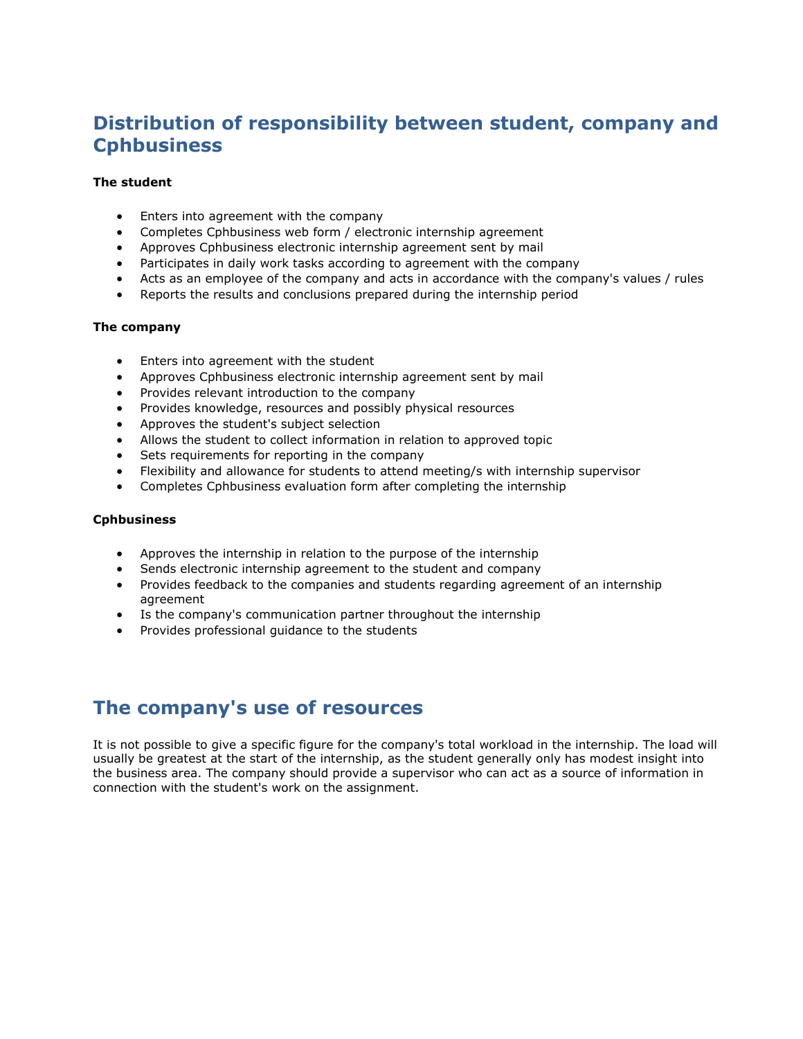## Distribution of responsibility between student, company and Cphbusiness

**The student**

- Enters into agreement with the company
- Completes Cphbusiness web form / electronic internship agreement
- Approves Cphbusiness electronic internship agreement sent by mail
- Participates in daily work tasks according to agreement with the company
- Acts as an employee of the company and acts in accordance with the company's values / rules
- Reports the results and conclusions prepared during the internship period

**The company**

- Enters into agreement with the student
- Approves Cphbusiness electronic internship agreement sent by mail
- Provides relevant introduction to the company
- Provides knowledge, resources and possibly physical resources
- Approves the student's subject selection
- Allows the student to collect information in relation to approved topic
- Sets requirements for reporting in the company
- Flexibility and allowance for students to attend meeting/s with internship supervisor
- Completes Cphbusiness evaluation form after completing the internship

**Cphbusiness**

- Approves the internship in relation to the purpose of the internship
- Sends electronic internship agreement to the student and company
- Provides feedback to the companies and students regarding agreement of an internship agreement
- Is the company's communication partner throughout the internship
- Provides professional guidance to the students

## The company's use of resources

It is not possible to give a specific figure for the company's total workload in the internship. The load will usually be greatest at the start of the internship, as the student generally only has modest insight into the business area. The company should provide a supervisor who can act as a source of information in connection with the student's work on the assignment.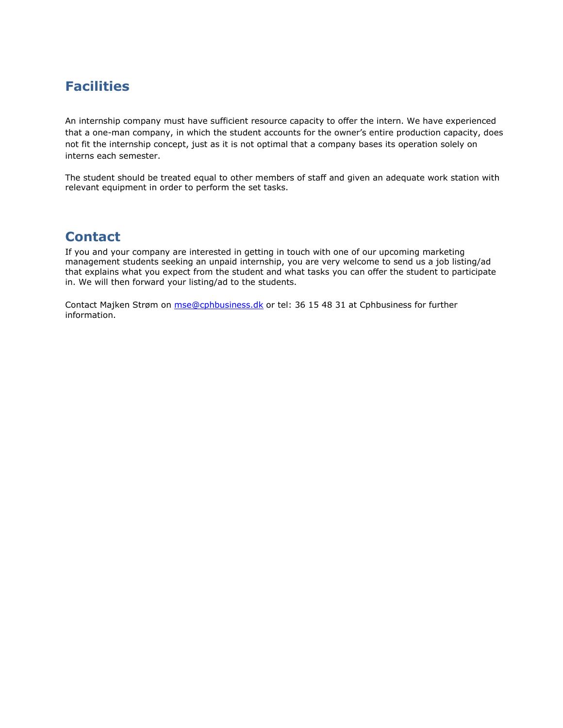## Facilities

An internship company must have sufficient resource capacity to offer the intern. We have experienced that a one-man company, in which the student accounts for the owner's entire production capacity, does not fit the internship concept, just as it is not optimal that a company bases its operation solely on interns each semester.

The student should be treated equal to other members of staff and given an adequate work station with relevant equipment in order to perform the set tasks.

## Contact

If you and your company are interested in getting in touch with one of our upcoming marketing management students seeking an unpaid internship, you are very welcome to send us a job listing/ad that explains what you expect from the student and what tasks you can offer the student to participate in. We will then forward your listing/ad to the students.

Contact Majken Strøm on mse@cphbusiness.dk or tel: 36 15 48 31 at Cphbusiness for further information.